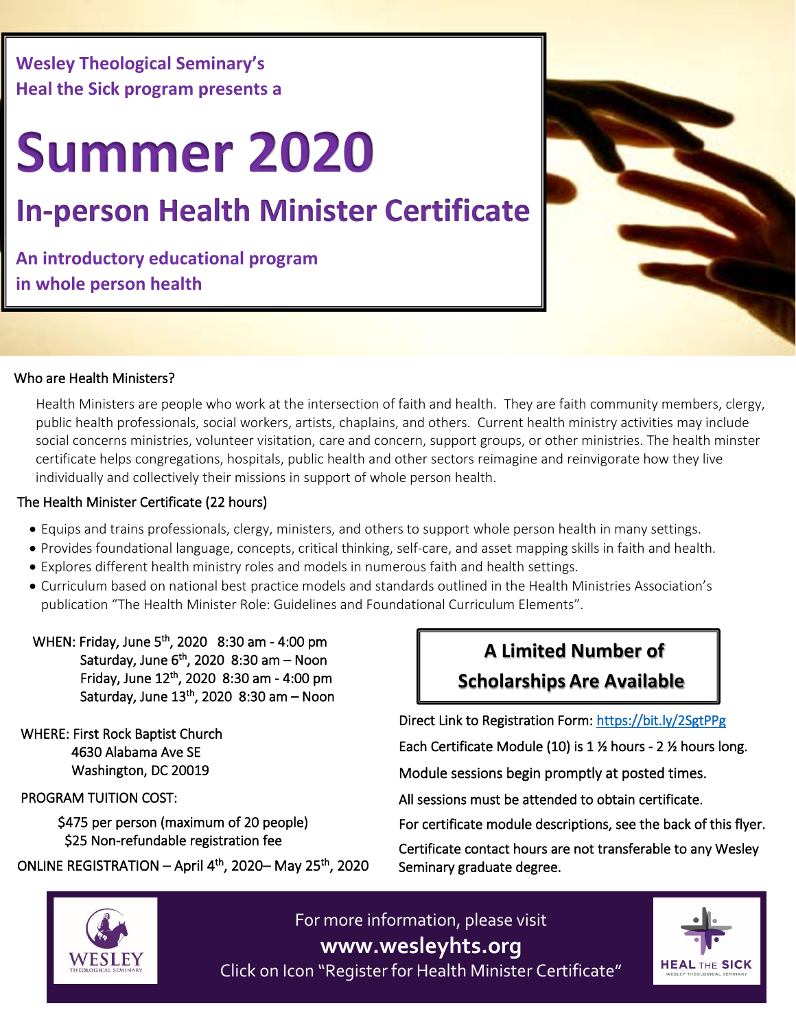Wesley Theological Seminary's
Heal the Sick program presents a

# Summer 2020

## In-person Health Minister Certificate

**An introductory educational program in whole person health**

### Who are Health Ministers?

Health Ministers are people who work at the intersection of faith and health. They are faith community members, clergy, public health professionals, social workers, artists, chaplains, and others. Current health ministry activities may include social concerns ministries, volunteer visitation, care and concern, support groups, or other ministries. The health minster certificate helps congregations, hospitals, public health and other sectors reimagine and reinvigorate how they live individually and collectively their missions in support of whole person health.

### The Health Minister Certificate (22 hours)

- Equips and trains professionals, clergy, ministers, and others to support whole person health in many settings.
- Provides foundational language, concepts, critical thinking, self-care, and asset mapping skills in faith and health.
- Explores different health ministry roles and models in numerous faith and health settings.
- Curriculum based on national best practice models and standards outlined in the Health Ministries Association's publication "The Health Minister Role: Guidelines and Foundational Curriculum Elements".

WHEN: Friday, June 5th, 2020 8:30 am - 4:00 pm
Saturday, June 6th, 2020 8:30 am – Noon
Friday, June 12th, 2020 8:30 am - 4:00 pm
Saturday, June 13th, 2020 8:30 am – Noon

WHERE: First Rock Baptist Church
4630 Alabama Ave SE
Washington, DC 20019

PROGRAM TUITION COST:

$475 per person (maximum of 20 people)
$25 Non-refundable registration fee

ONLINE REGISTRATION – April 4th, 2020– May 25th, 2020

**A Limited Number of Scholarships Are Available**

Direct Link to Registration Form: https://bit.ly/2SgtPPg

Each Certificate Module (10) is 1 ½ hours - 2 ½ hours long.

Module sessions begin promptly at posted times.

All sessions must be attended to obtain certificate.

For certificate module descriptions, see the back of this flyer.

Certificate contact hours are not transferable to any Wesley Seminary graduate degree.

WESLEY THEOLOGICAL SEMINARY

For more information, please visit
**www.wesleyhts.org**
Click on Icon "Register for Health Minister Certificate"

HEAL THE SICK
WESLEY THEOLOGICAL SEMINARY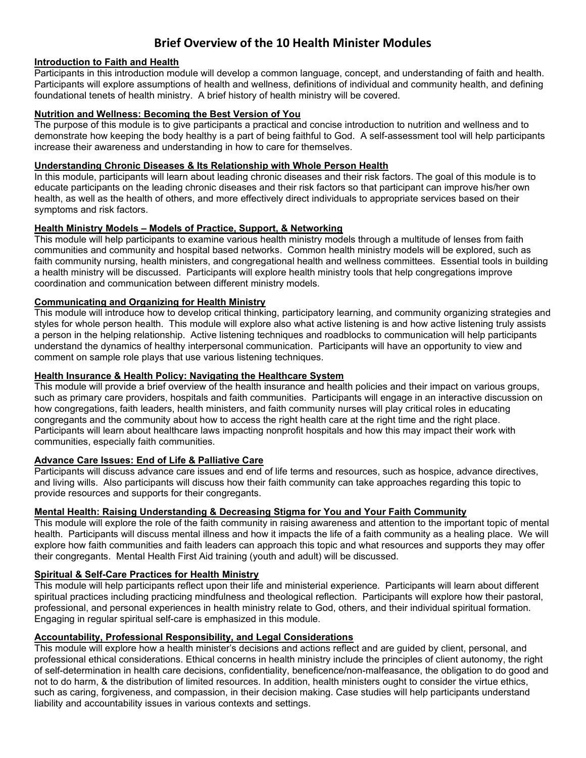# Brief Overview of the 10 Health Minister Modules

**Introduction to Faith and Health**

Participants in this introduction module will develop a common language, concept, and understanding of faith and health. Participants will explore assumptions of health and wellness, definitions of individual and community health, and defining foundational tenets of health ministry. A brief history of health ministry will be covered.

**Nutrition and Wellness: Becoming the Best Version of You**

The purpose of this module is to give participants a practical and concise introduction to nutrition and wellness and to demonstrate how keeping the body healthy is a part of being faithful to God. A self-assessment tool will help participants increase their awareness and understanding in how to care for themselves.

**Understanding Chronic Diseases & Its Relationship with Whole Person Health**

In this module, participants will learn about leading chronic diseases and their risk factors. The goal of this module is to educate participants on the leading chronic diseases and their risk factors so that participant can improve his/her own health, as well as the health of others, and more effectively direct individuals to appropriate services based on their symptoms and risk factors.

**Health Ministry Models – Models of Practice, Support, & Networking**

This module will help participants to examine various health ministry models through a multitude of lenses from faith communities and community and hospital based networks. Common health ministry models will be explored, such as faith community nursing, health ministers, and congregational health and wellness committees. Essential tools in building a health ministry will be discussed. Participants will explore health ministry tools that help congregations improve coordination and communication between different ministry models.

**Communicating and Organizing for Health Ministry**

This module will introduce how to develop critical thinking, participatory learning, and community organizing strategies and styles for whole person health. This module will explore also what active listening is and how active listening truly assists a person in the helping relationship. Active listening techniques and roadblocks to communication will help participants understand the dynamics of healthy interpersonal communication. Participants will have an opportunity to view and comment on sample role plays that use various listening techniques.

**Health Insurance & Health Policy: Navigating the Healthcare System**

This module will provide a brief overview of the health insurance and health policies and their impact on various groups, such as primary care providers, hospitals and faith communities. Participants will engage in an interactive discussion on how congregations, faith leaders, health ministers, and faith community nurses will play critical roles in educating congregants and the community about how to access the right health care at the right time and the right place. Participants will learn about healthcare laws impacting nonprofit hospitals and how this may impact their work with communities, especially faith communities.

**Advance Care Issues: End of Life & Palliative Care**

Participants will discuss advance care issues and end of life terms and resources, such as hospice, advance directives, and living wills. Also participants will discuss how their faith community can take approaches regarding this topic to provide resources and supports for their congregants.

**Mental Health: Raising Understanding & Decreasing Stigma for You and Your Faith Community**

This module will explore the role of the faith community in raising awareness and attention to the important topic of mental health. Participants will discuss mental illness and how it impacts the life of a faith community as a healing place. We will explore how faith communities and faith leaders can approach this topic and what resources and supports they may offer their congregants. Mental Health First Aid training (youth and adult) will be discussed.

**Spiritual & Self-Care Practices for Health Ministry**

This module will help participants reflect upon their life and ministerial experience. Participants will learn about different spiritual practices including practicing mindfulness and theological reflection. Participants will explore how their pastoral, professional, and personal experiences in health ministry relate to God, others, and their individual spiritual formation. Engaging in regular spiritual self-care is emphasized in this module.

**Accountability, Professional Responsibility, and Legal Considerations**

This module will explore how a health minister's decisions and actions reflect and are guided by client, personal, and professional ethical considerations. Ethical concerns in health ministry include the principles of client autonomy, the right of self-determination in health care decisions, confidentiality, beneficence/non-malfeasance, the obligation to do good and not to do harm, & the distribution of limited resources. In addition, health ministers ought to consider the virtue ethics, such as caring, forgiveness, and compassion, in their decision making. Case studies will help participants understand liability and accountability issues in various contexts and settings.